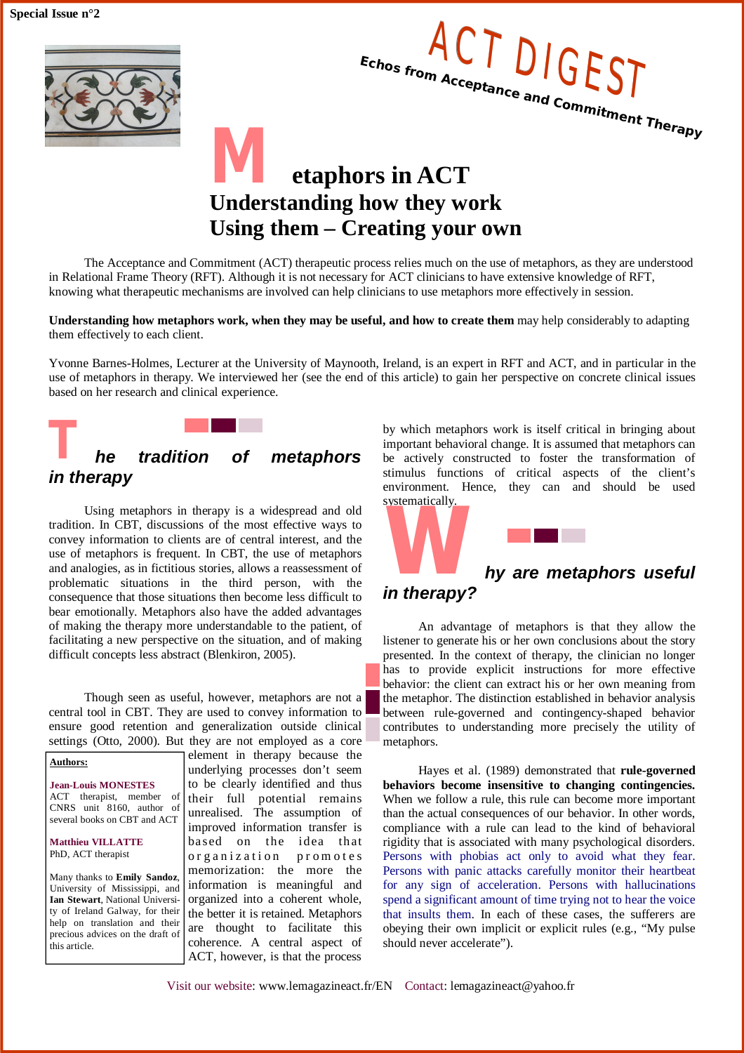Special Issue n°2

# ACT DIGEST

Echos from Acceptance and Commitment Therapy

# Metaphors in ACT
## Understanding how they work
## Using them – Creating your own

The Acceptance and Commitment (ACT) therapeutic process relies much on the use of metaphors, as they are understood in Relational Frame Theory (RFT). Although it is not necessary for ACT clinicians to have extensive knowledge of RFT, knowing what therapeutic mechanisms are involved can help clinicians to use metaphors more effectively in session.

**Understanding how metaphors work, when they may be useful, and how to create them** may help considerably to adapting them effectively to each client.

Yvonne Barnes-Holmes, Lecturer at the University of Maynooth, Ireland, is an expert in RFT and ACT, and in particular in the use of metaphors in therapy. We interviewed her (see the end of this article) to gain her perspective on concrete clinical issues based on her research and clinical experience.

## *The tradition of metaphors in therapy*

Using metaphors in therapy is a widespread and old tradition. In CBT, discussions of the most effective ways to convey information to clients are of central interest, and the use of metaphors is frequent. In CBT, the use of metaphors and analogies, as in fictitious stories, allows a reassessment of problematic situations in the third person, with the consequence that those situations then become less difficult to bear emotionally. Metaphors also have the added advantages of making the therapy more understandable to the patient, of facilitating a new perspective on the situation, and of making difficult concepts less abstract (Blenkiron, 2005).

Though seen as useful, however, metaphors are not a central tool in CBT. They are used to convey information to ensure good retention and generalization outside clinical settings (Otto, 2000). But they are not employed as a core element in therapy because the underlying processes don't seem to be clearly identified and thus their full potential remains unrealised. The assumption of improved information transfer is based on the idea that organization promotes memorization: the more the information is meaningful and organized into a coherent whole, the better it is retained. Metaphors are thought to facilitate this coherence. A central aspect of ACT, however, is that the process by which metaphors work is itself critical in bringing about important behavioral change. It is assumed that metaphors can be actively constructed to foster the transformation of stimulus functions of critical aspects of the client's environment. Hence, they can and should be used systematically.

> **Authors:**
>
> **Jean-Louis MONESTES**
> ACT therapist, member of CNRS unit 8160, author of several books on CBT and ACT
>
> **Matthieu VILLATTE**
> PhD, ACT therapist
>
> Many thanks to **Emily Sandoz**, University of Mississippi, and **Ian Stewart**, National University of Ireland Galway, for their help on translation and their precious advices on the draft of this article.

## *Why are metaphors useful in therapy?*

An advantage of metaphors is that they allow the listener to generate his or her own conclusions about the story presented. In the context of therapy, the clinician no longer has to provide explicit instructions for more effective behavior: the client can extract his or her own meaning from the metaphor. The distinction established in behavior analysis between rule-governed and contingency-shaped behavior contributes to understanding more precisely the utility of metaphors.

Hayes et al. (1989) demonstrated that **rule-governed behaviors become insensitive to changing contingencies.** When we follow a rule, this rule can become more important than the actual consequences of our behavior. In other words, compliance with a rule can lead to the kind of behavioral rigidity that is associated with many psychological disorders. Persons with phobias act only to avoid what they fear. Persons with panic attacks carefully monitor their heartbeat for any sign of acceleration. Persons with hallucinations spend a significant amount of time trying not to hear the voice that insults them. In each of these cases, the sufferers are obeying their own implicit or explicit rules (e.g., "My pulse should never accelerate").

Visit our website: www.lemagazineact.fr/EN Contact: lemagazineact@yahoo.fr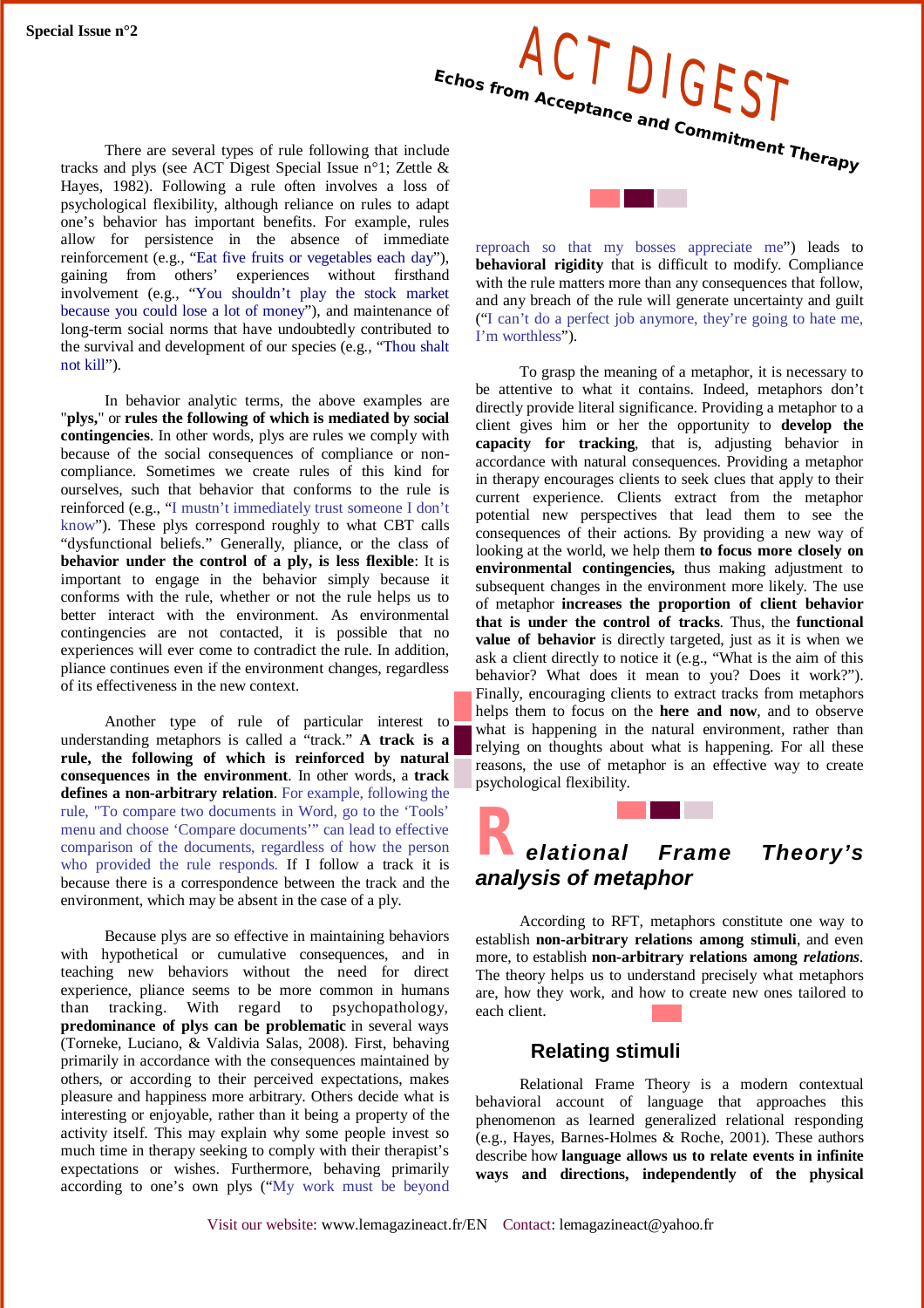There are several types of rule following that include tracks and plys (see ACT Digest Special Issue n°1; Zettle & Hayes, 1982). Following a rule often involves a loss of psychological flexibility, although reliance on rules to adapt one's behavior has important benefits. For example, rules allow for persistence in the absence of immediate reinforcement (e.g., "Eat five fruits or vegetables each day"), gaining from others' experiences without firsthand involvement (e.g., "You shouldn't play the stock market because you could lose a lot of money"), and maintenance of long-term social norms that have undoubtedly contributed to the survival and development of our species (e.g., "Thou shalt not kill").

In behavior analytic terms, the above examples are "**plys**," or **rules the following of which is mediated by social contingencies**. In other words, plys are rules we comply with because of the social consequences of compliance or non-compliance. Sometimes we create rules of this kind for ourselves, such that behavior that conforms to the rule is reinforced (e.g., "I mustn't immediately trust someone I don't know"). These plys correspond roughly to what CBT calls "dysfunctional beliefs." Generally, pliance, or the class of **behavior under the control of a ply, is less flexible**: It is important to engage in the behavior simply because it conforms with the rule, whether or not the rule helps us to better interact with the environment. As environmental contingencies are not contacted, it is possible that no experiences will ever come to contradict the rule. In addition, pliance continues even if the environment changes, regardless of its effectiveness in the new context.

Another type of rule of particular interest to understanding metaphors is called a "track." **A track is a rule, the following of which is reinforced by natural consequences in the environment**. In other words, a **track defines a non-arbitrary relation**. For example, following the rule, "To compare two documents in Word, go to the 'Tools' menu and choose 'Compare documents'" can lead to effective comparison of the documents, regardless of how the person who provided the rule responds. If I follow a track it is because there is a correspondence between the track and the environment, which may be absent in the case of a ply.

Because plys are so effective in maintaining behaviors with hypothetical or cumulative consequences, and in teaching new behaviors without the need for direct experience, pliance seems to be more common in humans than tracking. With regard to psychopathology, **predominance of plys can be problematic** in several ways (Torneke, Luciano, & Valdivia Salas, 2008). First, behaving primarily in accordance with the consequences maintained by others, or according to their perceived expectations, makes pleasure and happiness more arbitrary. Others decide what is interesting or enjoyable, rather than it being a property of the activity itself. This may explain why some people invest so much time in therapy seeking to comply with their therapist's expectations or wishes. Furthermore, behaving primarily according to one's own plys ("My work must be beyond reproach so that my bosses appreciate me") leads to **behavioral rigidity** that is difficult to modify. Compliance with the rule matters more than any consequences that follow, and any breach of the rule will generate uncertainty and guilt ("I can't do a perfect job anymore, they're going to hate me, I'm worthless").

To grasp the meaning of a metaphor, it is necessary to be attentive to what it contains. Indeed, metaphors don't directly provide literal significance. Providing a metaphor to a client gives him or her the opportunity to **develop the capacity for tracking**, that is, adjusting behavior in accordance with natural consequences. Providing a metaphor in therapy encourages clients to seek clues that apply to their current experience. Clients extract from the metaphor potential new perspectives that lead them to see the consequences of their actions. By providing a new way of looking at the world, we help them **to focus more closely on environmental contingencies,** thus making adjustment to subsequent changes in the environment more likely. The use of metaphor **increases the proportion of client behavior that is under the control of tracks**. Thus, the **functional value of behavior** is directly targeted, just as it is when we ask a client directly to notice it (e.g., "What is the aim of this behavior? What does it mean to you? Does it work?"). Finally, encouraging clients to extract tracks from metaphors helps them to focus on the **here and now**, and to observe what is happening in the natural environment, rather than relying on thoughts about what is happening. For all these reasons, the use of metaphor is an effective way to create psychological flexibility.

## *Relational Frame Theory's analysis of metaphor*

According to RFT, metaphors constitute one way to establish **non-arbitrary relations among stimuli**, and even more, to establish **non-arbitrary relations among *relations***. The theory helps us to understand precisely what metaphors are, how they work, and how to create new ones tailored to each client.

### Relating stimuli

Relational Frame Theory is a modern contextual behavioral account of language that approaches this phenomenon as learned generalized relational responding (e.g., Hayes, Barnes-Holmes & Roche, 2001). These authors describe how **language allows us to relate events in infinite ways and directions, independently of the physical**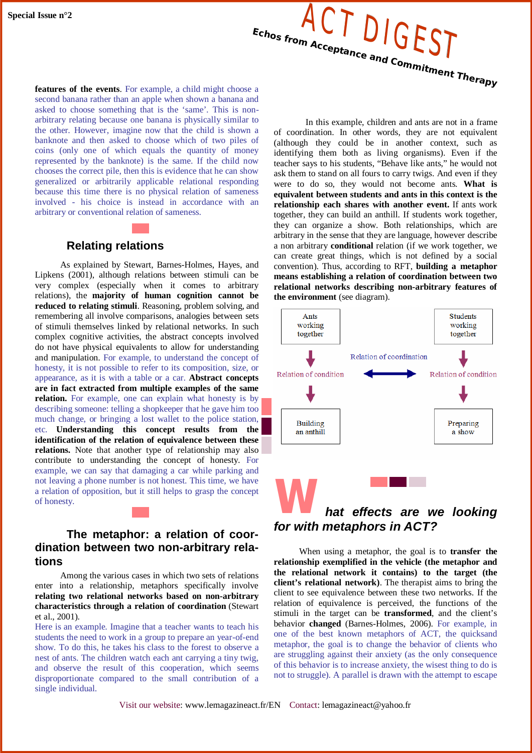**features of the events**. For example, a child might choose a second banana rather than an apple when shown a banana and asked to choose something that is the 'same'. This is non-arbitrary relating because one banana is physically similar to the other. However, imagine now that the child is shown a banknote and then asked to choose which of two piles of coins (only one of which equals the quantity of money represented by the banknote) is the same. If the child now chooses the correct pile, then this is evidence that he can show generalized or arbitrarily applicable relational responding because this time there is no physical relation of sameness involved - his choice is instead in accordance with an arbitrary or conventional relation of sameness.

## Relating relations

As explained by Stewart, Barnes-Holmes, Hayes, and Lipkens (2001), although relations between stimuli can be very complex (especially when it comes to arbitrary relations), the **majority of human cognition cannot be reduced to relating stimuli**. Reasoning, problem solving, and remembering all involve comparisons, analogies between sets of stimuli themselves linked by relational networks. In such complex cognitive activities, the abstract concepts involved do not have physical equivalents to allow for understanding and manipulation. For example, to understand the concept of honesty, it is not possible to refer to its composition, size, or appearance, as it is with a table or a car. **Abstract concepts are in fact extracted from multiple examples of the same relation.** For example, one can explain what honesty is by describing someone: telling a shopkeeper that he gave him too much change, or bringing a lost wallet to the police station, etc. **Understanding this concept results from the identification of the relation of equivalence between these relations.** Note that another type of relationship may also contribute to understanding the concept of honesty. For example, we can say that damaging a car while parking and not leaving a phone number is not honest. This time, we have a relation of opposition, but it still helps to grasp the concept of honesty.

## The metaphor: a relation of coordination between two non-arbitrary relations

Among the various cases in which two sets of relations enter into a relationship, metaphors specifically involve **relating two relational networks based on non-arbitrary characteristics through a relation of coordination** (Stewart et al., 2001).

Here is an example. Imagine that a teacher wants to teach his students the need to work in a group to prepare an year-of-end show. To do this, he takes his class to the forest to observe a nest of ants. The children watch each ant carrying a tiny twig, and observe the result of this cooperation, which seems disproportionate compared to the small contribution of a single individual.

In this example, children and ants are not in a frame of coordination. In other words, they are not equivalent (although they could be in another context, such as identifying them both as living organisms). Even if the teacher says to his students, "Behave like ants," he would not ask them to stand on all fours to carry twigs. And even if they were to do so, they would not become ants. **What is equivalent between students and ants in this context is the relationship each shares with another event.** If ants work together, they can build an anthill. If students work together, they can organize a show. Both relationships, which are arbitrary in the sense that they are language, however describe a non arbitrary **conditional** relation (if we work together, we can create great things, which is not defined by a social convention). Thus, according to RFT, **building a metaphor means establishing a relation of coordination between two relational networks describing non-arbitrary features of the environment** (see diagram).

| Ants working together | | Students working together |
|---|---|---|
| ↓ Relation of condition | ⟵ Relation of coordination ⟶ | ↓ Relation of condition |
| Building an anthill | | Preparing a show |

## What effects are we looking for with metaphors in ACT?

When using a metaphor, the goal is to **transfer the relationship exemplified in the vehicle (the metaphor and the relational network it contains) to the target (the client's relational network)**. The therapist aims to bring the client to see equivalence between these two networks. If the relation of equivalence is perceived, the functions of the stimuli in the target can be **transformed**, and the client's behavior **changed** (Barnes-Holmes, 2006). For example, in one of the best known metaphors of ACT, the quicksand metaphor, the goal is to change the behavior of clients who are struggling against their anxiety (as the only consequence of this behavior is to increase anxiety, the wisest thing to do is not to struggle). A parallel is drawn with the attempt to escape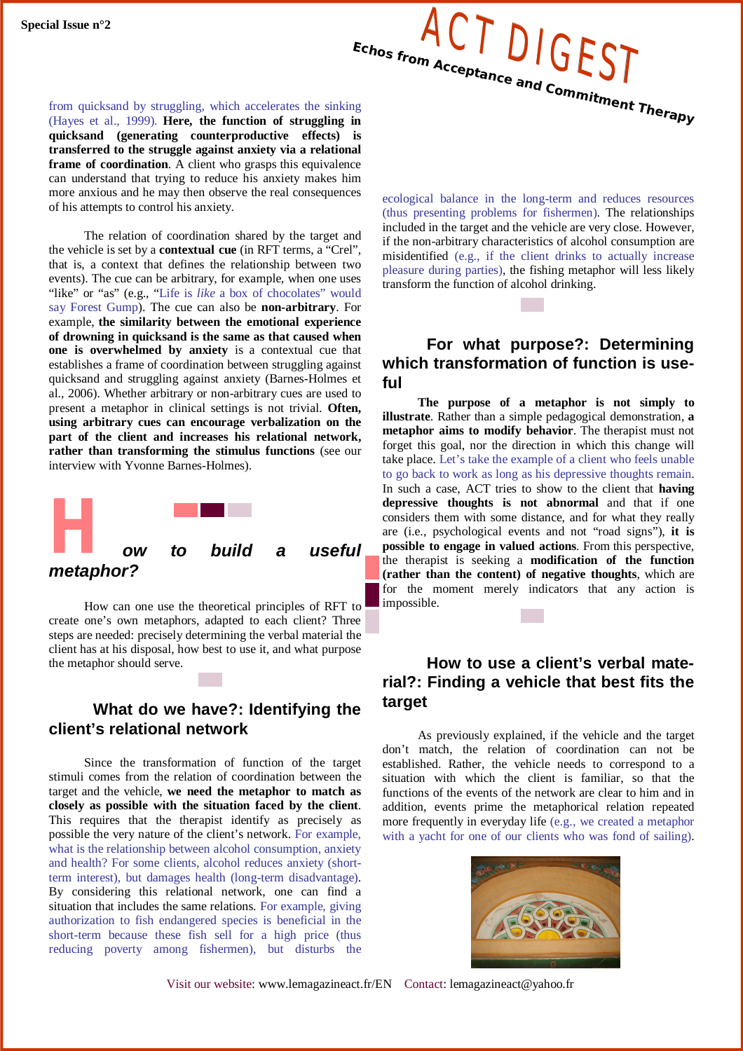from quicksand by struggling, which accelerates the sinking (Hayes et al., 1999). **Here, the function of struggling in quicksand (generating counterproductive effects) is transferred to the struggle against anxiety via a relational frame of coordination**. A client who grasps this equivalence can understand that trying to reduce his anxiety makes him more anxious and he may then observe the real consequences of his attempts to control his anxiety.

The relation of coordination shared by the target and the vehicle is set by a **contextual cue** (in RFT terms, a "Crel", that is, a context that defines the relationship between two events). The cue can be arbitrary, for example, when one uses "like" or "as" (e.g., "Life is *like* a box of chocolates" would say Forest Gump). The cue can also be **non-arbitrary**. For example, **the similarity between the emotional experience of drowning in quicksand is the same as that caused when one is overwhelmed by anxiety** is a contextual cue that establishes a frame of coordination between struggling against quicksand and struggling against anxiety (Barnes-Holmes et al., 2006). Whether arbitrary or non-arbitrary cues are used to present a metaphor in clinical settings is not trivial. **Often, using arbitrary cues can encourage verbalization on the part of the client and increases his relational network, rather than transforming the stimulus functions** (see our interview with Yvonne Barnes-Holmes).

## *How to build a useful metaphor?*

How can one use the theoretical principles of RFT to create one's own metaphors, adapted to each client? Three steps are needed: precisely determining the verbal material the client has at his disposal, how best to use it, and what purpose the metaphor should serve.

### What do we have?: Identifying the client's relational network

Since the transformation of function of the target stimuli comes from the relation of coordination between the target and the vehicle, **we need the metaphor to match as closely as possible with the situation faced by the client**. This requires that the therapist identify as precisely as possible the very nature of the client's network. For example, what is the relationship between alcohol consumption, anxiety and health? For some clients, alcohol reduces anxiety (short-term interest), but damages health (long-term disadvantage). By considering this relational network, one can find a situation that includes the same relations. For example, giving authorization to fish endangered species is beneficial in the short-term because these fish sell for a high price (thus reducing poverty among fishermen), but disturbs the ecological balance in the long-term and reduces resources (thus presenting problems for fishermen). The relationships included in the target and the vehicle are very close. However, if the non-arbitrary characteristics of alcohol consumption are misidentified (e.g., if the client drinks to actually increase pleasure during parties), the fishing metaphor will less likely transform the function of alcohol drinking.

### For what purpose?: Determining which transformation of function is useful

**The purpose of a metaphor is not simply to illustrate**. Rather than a simple pedagogical demonstration, **a metaphor aims to modify behavior**. The therapist must not forget this goal, nor the direction in which this change will take place. Let's take the example of a client who feels unable to go back to work as long as his depressive thoughts remain. In such a case, ACT tries to show to the client that **having depressive thoughts is not abnormal** and that if one considers them with some distance, and for what they really are (i.e., psychological events and not "road signs"), **it is possible to engage in valued actions**. From this perspective, the therapist is seeking a **modification of the function (rather than the content) of negative thoughts**, which are for the moment merely indicators that any action is impossible.

### How to use a client's verbal material?: Finding a vehicle that best fits the target

As previously explained, if the vehicle and the target don't match, the relation of coordination can not be established. Rather, the vehicle needs to correspond to a situation with which the client is familiar, so that the functions of the events of the network are clear to him and in addition, events prime the metaphorical relation repeated more frequently in everyday life (e.g., we created a metaphor with a yacht for one of our clients who was fond of sailing).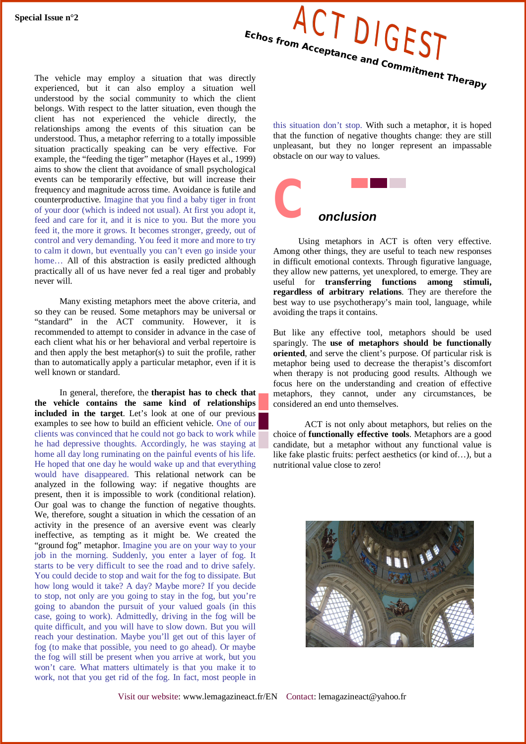The vehicle may employ a situation that was directly experienced, but it can also employ a situation well understood by the social community to which the client belongs. With respect to the latter situation, even though the client has not experienced the vehicle directly, the relationships among the events of this situation can be understood. Thus, a metaphor referring to a totally impossible situation practically speaking can be very effective. For example, the "feeding the tiger" metaphor (Hayes et al., 1999) aims to show the client that avoidance of small psychological events can be temporarily effective, but will increase their frequency and magnitude across time. Avoidance is futile and counterproductive. Imagine that you find a baby tiger in front of your door (which is indeed not usual). At first you adopt it, feed and care for it, and it is nice to you. But the more you feed it, the more it grows. It becomes stronger, greedy, out of control and very demanding. You feed it more and more to try to calm it down, but eventually you can't even go inside your home… All of this abstraction is easily predicted although practically all of us have never fed a real tiger and probably never will.

Many existing metaphors meet the above criteria, and so they can be reused. Some metaphors may be universal or "standard" in the ACT community. However, it is recommended to attempt to consider in advance in the case of each client what his or her behavioral and verbal repertoire is and then apply the best metaphor(s) to suit the profile, rather than to automatically apply a particular metaphor, even if it is well known or standard.

In general, therefore, the **therapist has to check that the vehicle contains the same kind of relationships included in the target**. Let's look at one of our previous examples to see how to build an efficient vehicle. One of our clients was convinced that he could not go back to work while he had depressive thoughts. Accordingly, he was staying at home all day long ruminating on the painful events of his life. He hoped that one day he would wake up and that everything would have disappeared. This relational network can be analyzed in the following way: if negative thoughts are present, then it is impossible to work (conditional relation). Our goal was to change the function of negative thoughts. We, therefore, sought a situation in which the cessation of an activity in the presence of an aversive event was clearly ineffective, as tempting as it might be. We created the "ground fog" metaphor. Imagine you are on your way to your job in the morning. Suddenly, you enter a layer of fog. It starts to be very difficult to see the road and to drive safely. You could decide to stop and wait for the fog to dissipate. But how long would it take? A day? Maybe more? If you decide to stop, not only are you going to stay in the fog, but you're going to abandon the pursuit of your valued goals (in this case, going to work). Admittedly, driving in the fog will be quite difficult, and you will have to slow down. But you will reach your destination. Maybe you'll get out of this layer of fog (to make that possible, you need to go ahead). Or maybe the fog will still be present when you arrive at work, but you won't care. What matters ultimately is that you make it to work, not that you get rid of the fog. In fact, most people in this situation don't stop. With such a metaphor, it is hoped that the function of negative thoughts change: they are still unpleasant, but they no longer represent an impassable obstacle on our way to values.

## Conclusion

Using metaphors in ACT is often very effective. Among other things, they are useful to teach new responses in difficult emotional contexts. Through figurative language, they allow new patterns, yet unexplored, to emerge. They are useful for **transferring functions among stimuli, regardless of arbitrary relations**. They are therefore the best way to use psychotherapy's main tool, language, while avoiding the traps it contains.

But like any effective tool, metaphors should be used sparingly. The **use of metaphors should be functionally oriented**, and serve the client's purpose. Of particular risk is metaphor being used to decrease the therapist's discomfort when therapy is not producing good results. Although we focus here on the understanding and creation of effective metaphors, they cannot, under any circumstances, be considered an end unto themselves.

ACT is not only about metaphors, but relies on the choice of **functionally effective tools**. Metaphors are a good candidate, but a metaphor without any functional value is like fake plastic fruits: perfect aesthetics (or kind of…), but a nutritional value close to zero!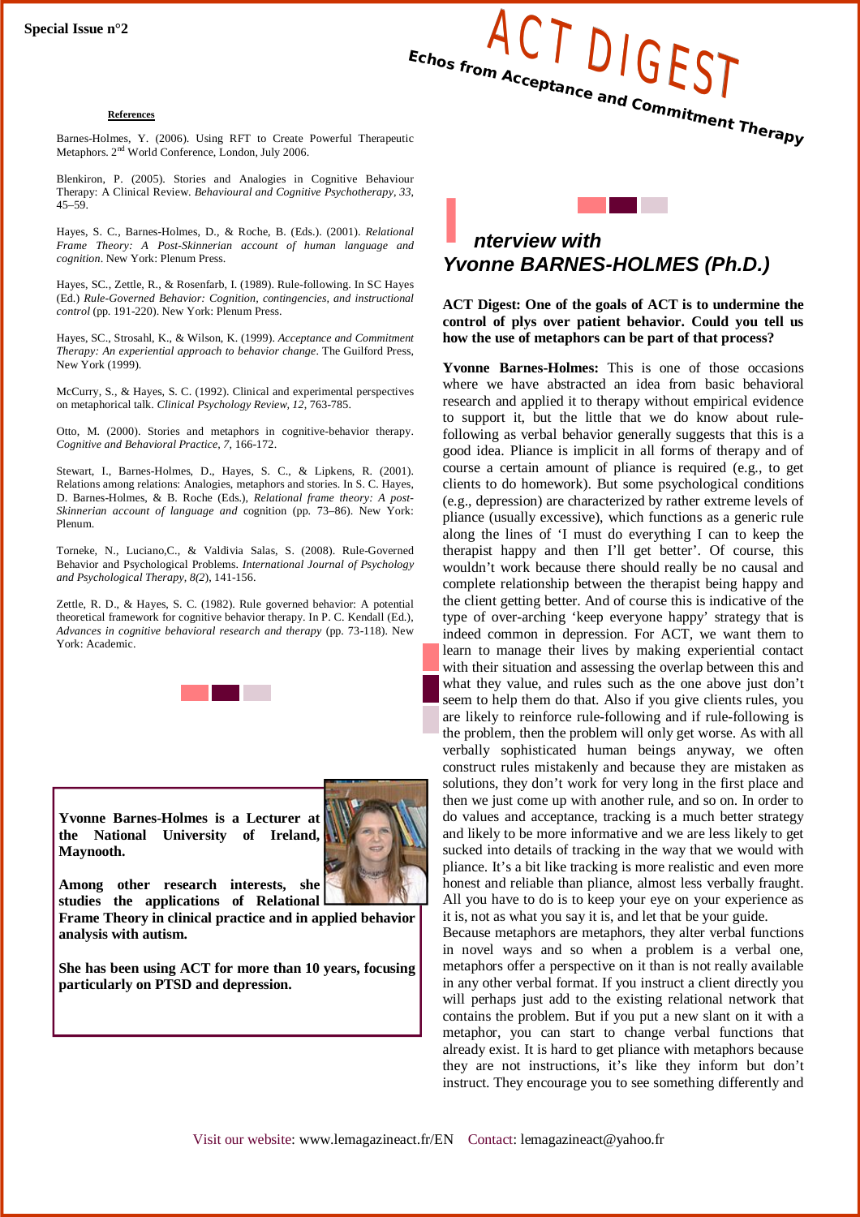### References

Barnes-Holmes, Y. (2006). Using RFT to Create Powerful Therapeutic Metaphors. 2nd World Conference, London, July 2006.

Blenkiron, P. (2005). Stories and Analogies in Cognitive Behaviour Therapy: A Clinical Review. *Behavioural and Cognitive Psychotherapy, 33*, 45–59.

Hayes, S. C., Barnes-Holmes, D., & Roche, B. (Eds.). (2001). *Relational Frame Theory: A Post-Skinnerian account of human language and cognition*. New York: Plenum Press.

Hayes, SC., Zettle, R., & Rosenfarb, I. (1989). Rule-following. In SC Hayes (Ed.) *Rule-Governed Behavior: Cognition, contingencies, and instructional control* (pp. 191-220). New York: Plenum Press.

Hayes, SC., Strosahl, K., & Wilson, K. (1999). *Acceptance and Commitment Therapy: An experiential approach to behavior change*. The Guilford Press, New York (1999).

McCurry, S., & Hayes, S. C. (1992). Clinical and experimental perspectives on metaphorical talk. *Clinical Psychology Review, 12*, 763-785.

Otto, M. (2000). Stories and metaphors in cognitive-behavior therapy. *Cognitive and Behavioral Practice, 7*, 166-172.

Stewart, I., Barnes-Holmes, D., Hayes, S. C., & Lipkens, R. (2001). Relations among relations: Analogies, metaphors and stories. In S. C. Hayes, D. Barnes-Holmes, & B. Roche (Eds.), *Relational frame theory: A post-Skinnerian account of language and* cognition (pp. 73–86). New York: Plenum.

Torneke, N., Luciano,C., & Valdivia Salas, S. (2008). Rule-Governed Behavior and Psychological Problems. *International Journal of Psychology and Psychological Therapy, 8(2*), 141-156.

Zettle, R. D., & Hayes, S. C. (1982). Rule governed behavior: A potential theoretical framework for cognitive behavior therapy. In P. C. Kendall (Ed.), *Advances in cognitive behavioral research and therapy* (pp. 73-118). New York: Academic.

**Yvonne Barnes-Holmes is a Lecturer at the National University of Ireland, Maynooth.**

**Among other research interests, she studies the applications of Relational Frame Theory in clinical practice and in applied behavior analysis with autism.**

**She has been using ACT for more than 10 years, focusing particularly on PTSD and depression.**

## *Interview with Yvonne BARNES-HOLMES (Ph.D.)*

**ACT Digest: One of the goals of ACT is to undermine the control of plys over patient behavior. Could you tell us how the use of metaphors can be part of that process?**

**Yvonne Barnes-Holmes:** This is one of those occasions where we have abstracted an idea from basic behavioral research and applied it to therapy without empirical evidence to support it, but the little that we do know about rule-following as verbal behavior generally suggests that this is a good idea. Pliance is implicit in all forms of therapy and of course a certain amount of pliance is required (e.g., to get clients to do homework). But some psychological conditions (e.g., depression) are characterized by rather extreme levels of pliance (usually excessive), which functions as a generic rule along the lines of 'I must do everything I can to keep the therapist happy and then I'll get better'. Of course, this wouldn't work because there should really be no causal and complete relationship between the therapist being happy and the client getting better. And of course this is indicative of the type of over-arching 'keep everyone happy' strategy that is indeed common in depression. For ACT, we want them to learn to manage their lives by making experiential contact with their situation and assessing the overlap between this and what they value, and rules such as the one above just don't seem to help them do that. Also if you give clients rules, you are likely to reinforce rule-following and if rule-following is the problem, then the problem will only get worse. As with all verbally sophisticated human beings anyway, we often construct rules mistakenly and because they are mistaken as solutions, they don't work for very long in the first place and then we just come up with another rule, and so on. In order to do values and acceptance, tracking is a much better strategy and likely to be more informative and we are less likely to get sucked into details of tracking in the way that we would with pliance. It's a bit like tracking is more realistic and even more honest and reliable than pliance, almost less verbally fraught. All you have to do is to keep your eye on your experience as it is, not as what you say it is, and let that be your guide.

Because metaphors are metaphors, they alter verbal functions in novel ways and so when a problem is a verbal one, metaphors offer a perspective on it than is not really available in any other verbal format. If you instruct a client directly you will perhaps just add to the existing relational network that contains the problem. But if you put a new slant on it with a metaphor, you can start to change verbal functions that already exist. It is hard to get pliance with metaphors because they are not instructions, it's like they inform but don't instruct. They encourage you to see something differently and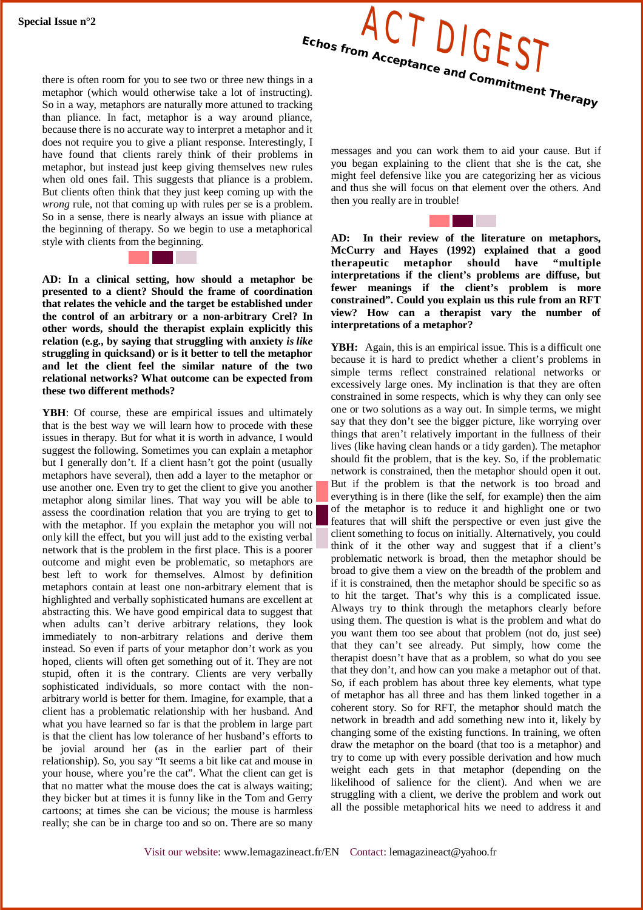there is often room for you to see two or three new things in a metaphor (which would otherwise take a lot of instructing). So in a way, metaphors are naturally more attuned to tracking than pliance. In fact, metaphor is a way around pliance, because there is no accurate way to interpret a metaphor and it does not require you to give a pliant response. Interestingly, I have found that clients rarely think of their problems in metaphor, but instead just keep giving themselves new rules when old ones fail. This suggests that pliance is a problem. But clients often think that they just keep coming up with the *wrong* rule, not that coming up with rules per se is a problem. So in a sense, there is nearly always an issue with pliance at the beginning of therapy. So we begin to use a metaphorical style with clients from the beginning.

**AD: In a clinical setting, how should a metaphor be presented to a client? Should the frame of coordination that relates the vehicle and the target be established under the control of an arbitrary or a non-arbitrary Crel? In other words, should the therapist explain explicitly this relation (e.g., by saying that struggling with anxiety *is like* struggling in quicksand) or is it better to tell the metaphor and let the client feel the similar nature of the two relational networks? What outcome can be expected from these two different methods?**

**YBH**: Of course, these are empirical issues and ultimately that is the best way we will learn how to procede with these issues in therapy. But for what it is worth in advance, I would suggest the following. Sometimes you can explain a metaphor but I generally don't. If a client hasn't got the point (usually metaphors have several), then add a layer to the metaphor or use another one. Even try to get the client to give you another metaphor along similar lines. That way you will be able to assess the coordination relation that you are trying to get to with the metaphor. If you explain the metaphor you will not only kill the effect, but you will just add to the existing verbal network that is the problem in the first place. This is a poorer outcome and might even be problematic, so metaphors are best left to work for themselves. Almost by definition metaphors contain at least one non-arbitrary element that is highlighted and verbally sophisticated humans are excellent at abstracting this. We have good empirical data to suggest that when adults can't derive arbitrary relations, they look immediately to non-arbitrary relations and derive them instead. So even if parts of your metaphor don't work as you hoped, clients will often get something out of it. They are not stupid, often it is the contrary. Clients are very verbally sophisticated individuals, so more contact with the non-arbitrary world is better for them. Imagine, for example, that a client has a problematic relationship with her husband. And what you have learned so far is that the problem in large part is that the client has low tolerance of her husband's efforts to be jovial around her (as in the earlier part of their relationship). So, you say "It seems a bit like cat and mouse in your house, where you're the cat". What the client can get is that no matter what the mouse does the cat is always waiting; they bicker but at times it is funny like in the Tom and Gerry cartoons; at times she can be vicious; the mouse is harmless really; she can be in charge too and so on. There are so many messages and you can work them to aid your cause. But if you began explaining to the client that she is the cat, she might feel defensive like you are categorizing her as vicious and thus she will focus on that element over the others. And then you really are in trouble!

**AD: In their review of the literature on metaphors, McCurry and Hayes (1992) explained that a good therapeutic metaphor should have "multiple interpretations if the client's problems are diffuse, but fewer meanings if the client's problem is more constrained". Could you explain us this rule from an RFT view? How can a therapist vary the number of interpretations of a metaphor?**

**YBH:** Again, this is an empirical issue. This is a difficult one because it is hard to predict whether a client's problems in simple terms reflect constrained relational networks or excessively large ones. My inclination is that they are often constrained in some respects, which is why they can only see one or two solutions as a way out. In simple terms, we might say that they don't see the bigger picture, like worrying over things that aren't relatively important in the fullness of their lives (like having clean hands or a tidy garden). The metaphor should fit the problem, that is the key. So, if the problematic network is constrained, then the metaphor should open it out. But if the problem is that the network is too broad and everything is in there (like the self, for example) then the aim of the metaphor is to reduce it and highlight one or two features that will shift the perspective or even just give the client something to focus on initially. Alternatively, you could think of it the other way and suggest that if a client's problematic network is broad, then the metaphor should be broad to give them a view on the breadth of the problem and if it is constrained, then the metaphor should be specific so as to hit the target. That's why this is a complicated issue. Always try to think through the metaphors clearly before using them. The question is what is the problem and what do you want them too see about that problem (not do, just see) that they can't see already. Put simply, how come the therapist doesn't have that as a problem, so what do you see that they don't, and how can you make a metaphor out of that. So, if each problem has about three key elements, what type of metaphor has all three and has them linked together in a coherent story. So for RFT, the metaphor should match the network in breadth and add something new into it, likely by changing some of the existing functions. In training, we often draw the metaphor on the board (that too is a metaphor) and try to come up with every possible derivation and how much weight each gets in that metaphor (depending on the likelihood of salience for the client). And when we are struggling with a client, we derive the problem and work out all the possible metaphorical hits we need to address it and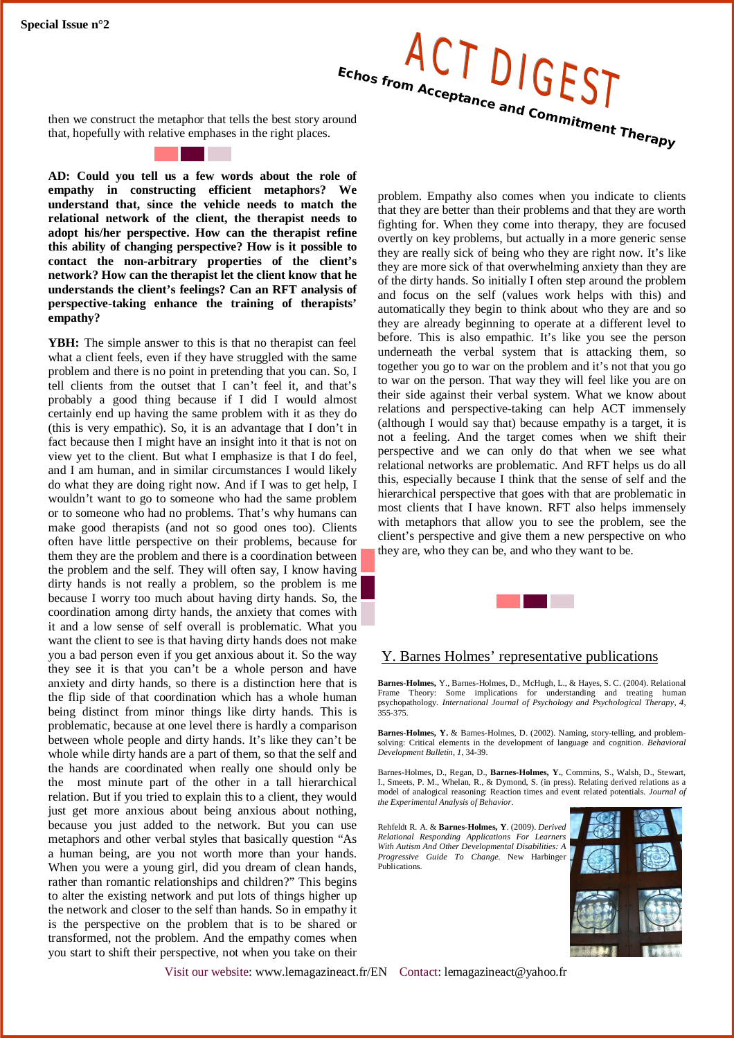then we construct the metaphor that tells the best story around that, hopefully with relative emphases in the right places.

**AD: Could you tell us a few words about the role of empathy in constructing efficient metaphors? We understand that, since the vehicle needs to match the relational network of the client, the therapist needs to adopt his/her perspective. How can the therapist refine this ability of changing perspective? How is it possible to contact the non-arbitrary properties of the client's network? How can the therapist let the client know that he understands the client's feelings? Can an RFT analysis of perspective-taking enhance the training of therapists' empathy?**

**YBH:** The simple answer to this is that no therapist can feel what a client feels, even if they have struggled with the same problem and there is no point in pretending that you can. So, I tell clients from the outset that I can't feel it, and that's probably a good thing because if I did I would almost certainly end up having the same problem with it as they do (this is very empathic). So, it is an advantage that I don't in fact because then I might have an insight into it that is not on view yet to the client. But what I emphasize is that I do feel, and I am human, and in similar circumstances I would likely do what they are doing right now. And if I was to get help, I wouldn't want to go to someone who had the same problem or to someone who had no problems. That's why humans can make good therapists (and not so good ones too). Clients often have little perspective on their problems, because for them they are the problem and there is a coordination between the problem and the self. They will often say, I know having dirty hands is not really a problem, so the problem is me because I worry too much about having dirty hands. So, the coordination among dirty hands, the anxiety that comes with it and a low sense of self overall is problematic. What you want the client to see is that having dirty hands does not make you a bad person even if you get anxious about it. So the way they see it is that you can't be a whole person and have anxiety and dirty hands, so there is a distinction here that is the flip side of that coordination which has a whole human being distinct from minor things like dirty hands. This is problematic, because at one level there is hardly a comparison between whole people and dirty hands. It's like they can't be whole while dirty hands are a part of them, so that the self and the hands are coordinated when really one should only be the most minute part of the other in a tall hierarchical relation. But if you tried to explain this to a client, they would just get more anxious about being anxious about nothing, because you just added to the network. But you can use metaphors and other verbal styles that basically question "As a human being, are you not worth more than your hands. When you were a young girl, did you dream of clean hands, rather than romantic relationships and children?" This begins to alter the existing network and put lots of things higher up the network and closer to the self than hands. So in empathy it is the perspective on the problem that is to be shared or transformed, not the problem. And the empathy comes when you start to shift their perspective, not when you take on their problem. Empathy also comes when you indicate to clients that they are better than their problems and that they are worth fighting for. When they come into therapy, they are focused overtly on key problems, but actually in a more generic sense they are really sick of being who they are right now. It's like they are more sick of that overwhelming anxiety than they are of the dirty hands. So initially I often step around the problem and focus on the self (values work helps with this) and automatically they begin to think about who they are and so they are already beginning to operate at a different level to before. This is also empathic. It's like you see the person underneath the verbal system that is attacking them, so together you go to war on the problem and it's not that you go to war on the person. That way they will feel like you are on their side against their verbal system. What we know about relations and perspective-taking can help ACT immensely (although I would say that) because empathy is a target, it is not a feeling. And the target comes when we shift their perspective and we can only do that when we see what relational networks are problematic. And RFT helps us do all this, especially because I think that the sense of self and the hierarchical perspective that goes with that are problematic in most clients that I have known. RFT also helps immensely with metaphors that allow you to see the problem, see the client's perspective and give them a new perspective on who they are, who they can be, and who they want to be.

## Y. Barnes Holmes' representative publications

**Barnes-Holmes,** Y., Barnes-Holmes, D., McHugh, L., & Hayes, S. C. (2004). Relational Frame Theory: Some implications for understanding and treating human psychopathology. *International Journal of Psychology and Psychological Therapy*, *4*, 355-375.

**Barnes-Holmes, Y.** & Barnes-Holmes, D. (2002). Naming, story-telling, and problem-solving: Critical elements in the development of language and cognition. *Behavioral Development Bulletin*, *1*, 34-39.

Barnes-Holmes, D., Regan, D., **Barnes-Holmes, Y.**, Commins, S., Walsh, D., Stewart, I., Smeets, P. M., Whelan, R., & Dymond, S. (in press). Relating derived relations as a model of analogical reasoning: Reaction times and event related potentials. *Journal of the Experimental Analysis of Behavior*.

Rehfeldt R. A. & **Barnes-Holmes, Y**. (2009). *Derived Relational Responding Applications For Learners With Autism And Other Developmental Disabilities: A Progressive Guide To Change.* New Harbinger Publications.

Visit our website: www.lemagazineact.fr/EN Contact: lemagazineact@yahoo.fr